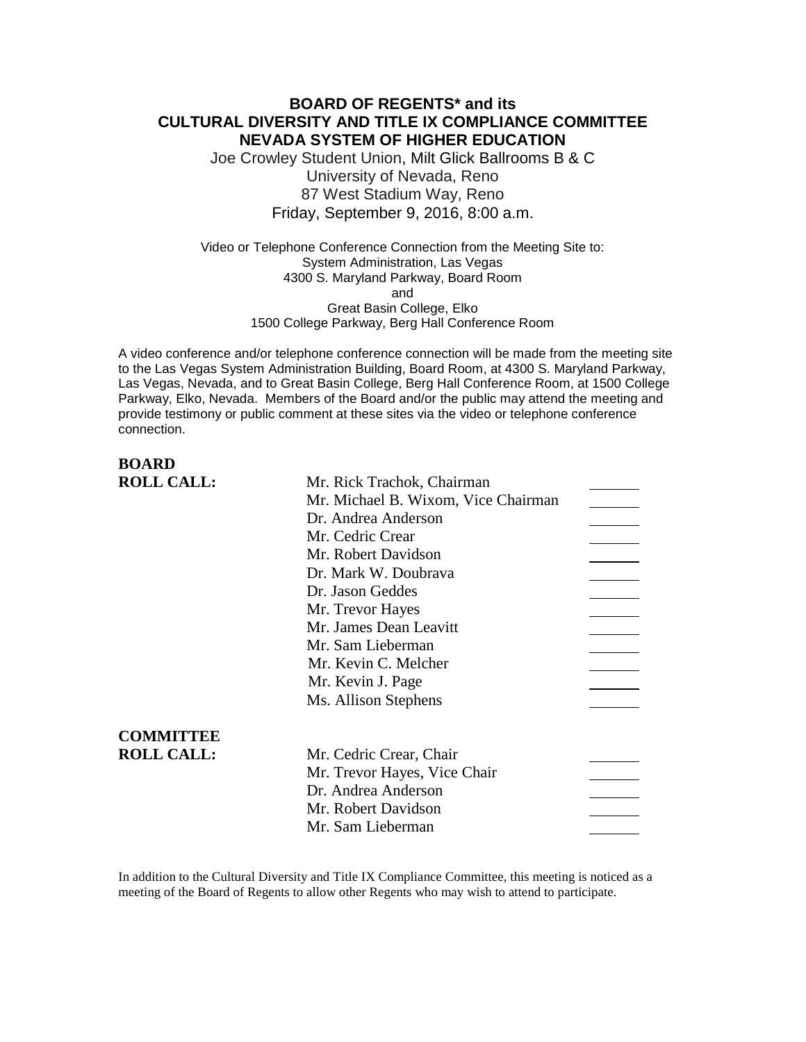# BOARD OF REGENTS* and its CULTURAL DIVERSITY AND TITLE IX COMPLIANCE COMMITTEE NEVADA SYSTEM OF HIGHER EDUCATION

Joe Crowley Student Union, Milt Glick Ballrooms B & C
University of Nevada, Reno
87 West Stadium Way, Reno
Friday, September 9, 2016, 8:00 a.m.

Video or Telephone Conference Connection from the Meeting Site to:
System Administration, Las Vegas
4300 S. Maryland Parkway, Board Room
and
Great Basin College, Elko
1500 College Parkway, Berg Hall Conference Room

A video conference and/or telephone conference connection will be made from the meeting site to the Las Vegas System Administration Building, Board Room, at 4300 S. Maryland Parkway, Las Vegas, Nevada, and to Great Basin College, Berg Hall Conference Room, at 1500 College Parkway, Elko, Nevada. Members of the Board and/or the public may attend the meeting and provide testimony or public comment at these sites via the video or telephone conference connection.

**BOARD ROLL CALL:**

| | |
|---|---|
| Mr. Rick Trachok, Chairman | _______ |
| Mr. Michael B. Wixom, Vice Chairman | _______ |
| Dr. Andrea Anderson | _______ |
| Mr. Cedric Crear | _______ |
| Mr. Robert Davidson | _______ |
| Dr. Mark W. Doubrava | _______ |
| Dr. Jason Geddes | _______ |
| Mr. Trevor Hayes | _______ |
| Mr. James Dean Leavitt | _______ |
| Mr. Sam Lieberman | _______ |
| Mr. Kevin C. Melcher | _______ |
| Mr. Kevin J. Page | _______ |
| Ms. Allison Stephens | _______ |

**COMMITTEE ROLL CALL:**

| | |
|---|---|
| Mr. Cedric Crear, Chair | _______ |
| Mr. Trevor Hayes, Vice Chair | _______ |
| Dr. Andrea Anderson | _______ |
| Mr. Robert Davidson | _______ |
| Mr. Sam Lieberman | _______ |

In addition to the Cultural Diversity and Title IX Compliance Committee, this meeting is noticed as a meeting of the Board of Regents to allow other Regents who may wish to attend to participate.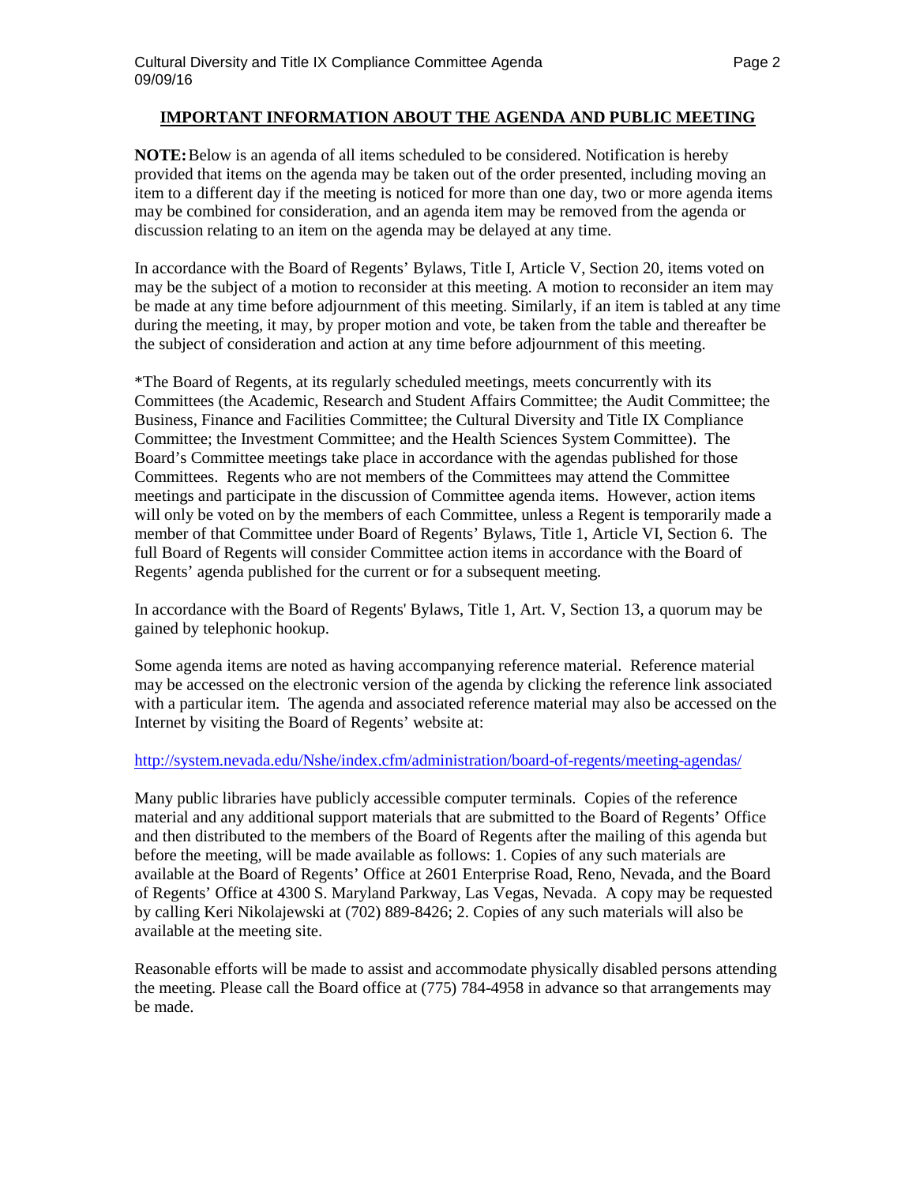## IMPORTANT INFORMATION ABOUT THE AGENDA AND PUBLIC MEETING

**NOTE:** Below is an agenda of all items scheduled to be considered. Notification is hereby provided that items on the agenda may be taken out of the order presented, including moving an item to a different day if the meeting is noticed for more than one day, two or more agenda items may be combined for consideration, and an agenda item may be removed from the agenda or discussion relating to an item on the agenda may be delayed at any time.

In accordance with the Board of Regents' Bylaws, Title I, Article V, Section 20, items voted on may be the subject of a motion to reconsider at this meeting. A motion to reconsider an item may be made at any time before adjournment of this meeting. Similarly, if an item is tabled at any time during the meeting, it may, by proper motion and vote, be taken from the table and thereafter be the subject of consideration and action at any time before adjournment of this meeting.

*The Board of Regents, at its regularly scheduled meetings, meets concurrently with its Committees (the Academic, Research and Student Affairs Committee; the Audit Committee; the Business, Finance and Facilities Committee; the Cultural Diversity and Title IX Compliance Committee; the Investment Committee; and the Health Sciences System Committee). The Board's Committee meetings take place in accordance with the agendas published for those Committees. Regents who are not members of the Committees may attend the Committee meetings and participate in the discussion of Committee agenda items. However, action items will only be voted on by the members of each Committee, unless a Regent is temporarily made a member of that Committee under Board of Regents' Bylaws, Title 1, Article VI, Section 6. The full Board of Regents will consider Committee action items in accordance with the Board of Regents' agenda published for the current or for a subsequent meeting.

In accordance with the Board of Regents' Bylaws, Title 1, Art. V, Section 13, a quorum may be gained by telephonic hookup.

Some agenda items are noted as having accompanying reference material. Reference material may be accessed on the electronic version of the agenda by clicking the reference link associated with a particular item. The agenda and associated reference material may also be accessed on the Internet by visiting the Board of Regents' website at:

http://system.nevada.edu/Nshe/index.cfm/administration/board-of-regents/meeting-agendas/

Many public libraries have publicly accessible computer terminals. Copies of the reference material and any additional support materials that are submitted to the Board of Regents' Office and then distributed to the members of the Board of Regents after the mailing of this agenda but before the meeting, will be made available as follows: 1. Copies of any such materials are available at the Board of Regents' Office at 2601 Enterprise Road, Reno, Nevada, and the Board of Regents' Office at 4300 S. Maryland Parkway, Las Vegas, Nevada. A copy may be requested by calling Keri Nikolajewski at (702) 889-8426; 2. Copies of any such materials will also be available at the meeting site.

Reasonable efforts will be made to assist and accommodate physically disabled persons attending the meeting. Please call the Board office at (775) 784-4958 in advance so that arrangements may be made.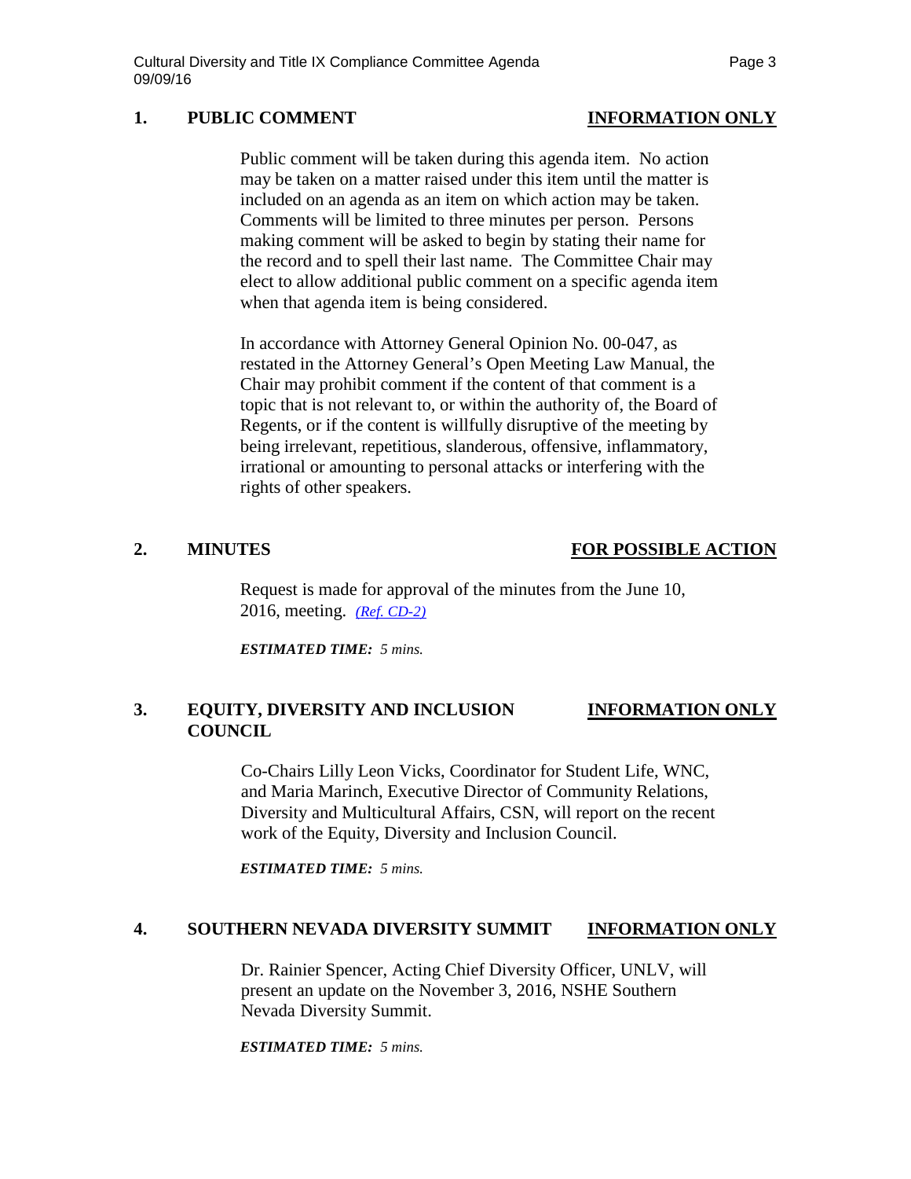## 1. PUBLIC COMMENT — INFORMATION ONLY

Public comment will be taken during this agenda item. No action may be taken on a matter raised under this item until the matter is included on an agenda as an item on which action may be taken. Comments will be limited to three minutes per person. Persons making comment will be asked to begin by stating their name for the record and to spell their last name. The Committee Chair may elect to allow additional public comment on a specific agenda item when that agenda item is being considered.

In accordance with Attorney General Opinion No. 00-047, as restated in the Attorney General's Open Meeting Law Manual, the Chair may prohibit comment if the content of that comment is a topic that is not relevant to, or within the authority of, the Board of Regents, or if the content is willfully disruptive of the meeting by being irrelevant, repetitious, slanderous, offensive, inflammatory, irrational or amounting to personal attacks or interfering with the rights of other speakers.

## 2. MINUTES — FOR POSSIBLE ACTION

Request is made for approval of the minutes from the June 10, 2016, meeting. *(Ref. CD-2)*

***ESTIMATED TIME:*** *5 mins.*

## 3. EQUITY, DIVERSITY AND INCLUSION COUNCIL — INFORMATION ONLY

Co-Chairs Lilly Leon Vicks, Coordinator for Student Life, WNC, and Maria Marinch, Executive Director of Community Relations, Diversity and Multicultural Affairs, CSN, will report on the recent work of the Equity, Diversity and Inclusion Council.

***ESTIMATED TIME:*** *5 mins.*

## 4. SOUTHERN NEVADA DIVERSITY SUMMIT — INFORMATION ONLY

Dr. Rainier Spencer, Acting Chief Diversity Officer, UNLV, will present an update on the November 3, 2016, NSHE Southern Nevada Diversity Summit.

***ESTIMATED TIME:*** *5 mins.*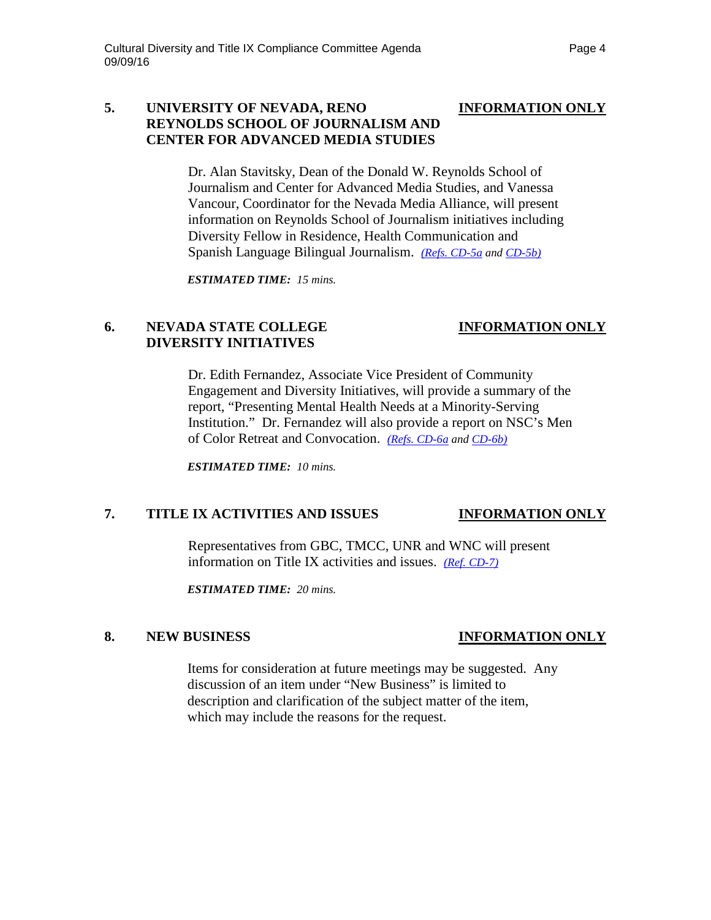**5. UNIVERSITY OF NEVADA, RENO REYNOLDS SCHOOL OF JOURNALISM AND CENTER FOR ADVANCED MEDIA STUDIES** — **INFORMATION ONLY**

Dr. Alan Stavitsky, Dean of the Donald W. Reynolds School of Journalism and Center for Advanced Media Studies, and Vanessa Vancour, Coordinator for the Nevada Media Alliance, will present information on Reynolds School of Journalism initiatives including Diversity Fellow in Residence, Health Communication and Spanish Language Bilingual Journalism. *(Refs. CD-5a and CD-5b)*

***ESTIMATED TIME:*** *15 mins.*

**6. NEVADA STATE COLLEGE DIVERSITY INITIATIVES** — **INFORMATION ONLY**

Dr. Edith Fernandez, Associate Vice President of Community Engagement and Diversity Initiatives, will provide a summary of the report, "Presenting Mental Health Needs at a Minority-Serving Institution." Dr. Fernandez will also provide a report on NSC's Men of Color Retreat and Convocation. *(Refs. CD-6a and CD-6b)*

***ESTIMATED TIME:*** *10 mins.*

**7. TITLE IX ACTIVITIES AND ISSUES** — **INFORMATION ONLY**

Representatives from GBC, TMCC, UNR and WNC will present information on Title IX activities and issues. *(Ref. CD-7)*

***ESTIMATED TIME:*** *20 mins.*

**8. NEW BUSINESS** — **INFORMATION ONLY**

Items for consideration at future meetings may be suggested. Any discussion of an item under "New Business" is limited to description and clarification of the subject matter of the item, which may include the reasons for the request.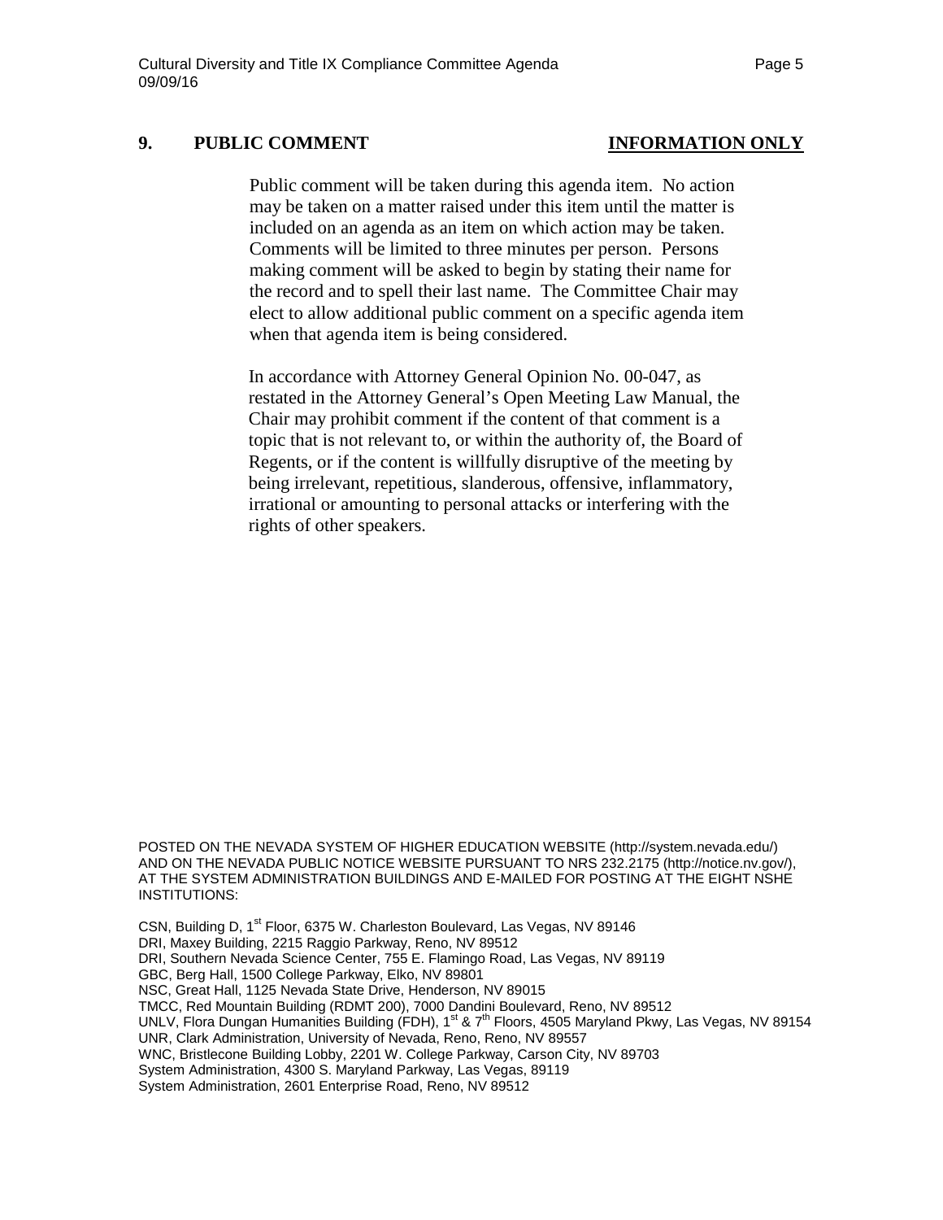## 9. PUBLIC COMMENT — INFORMATION ONLY

Public comment will be taken during this agenda item. No action may be taken on a matter raised under this item until the matter is included on an agenda as an item on which action may be taken. Comments will be limited to three minutes per person. Persons making comment will be asked to begin by stating their name for the record and to spell their last name. The Committee Chair may elect to allow additional public comment on a specific agenda item when that agenda item is being considered.

In accordance with Attorney General Opinion No. 00-047, as restated in the Attorney General's Open Meeting Law Manual, the Chair may prohibit comment if the content of that comment is a topic that is not relevant to, or within the authority of, the Board of Regents, or if the content is willfully disruptive of the meeting by being irrelevant, repetitious, slanderous, offensive, inflammatory, irrational or amounting to personal attacks or interfering with the rights of other speakers.

POSTED ON THE NEVADA SYSTEM OF HIGHER EDUCATION WEBSITE (http://system.nevada.edu/) AND ON THE NEVADA PUBLIC NOTICE WEBSITE PURSUANT TO NRS 232.2175 (http://notice.nv.gov/), AT THE SYSTEM ADMINISTRATION BUILDINGS AND E-MAILED FOR POSTING AT THE EIGHT NSHE INSTITUTIONS:

CSN, Building D, 1st Floor, 6375 W. Charleston Boulevard, Las Vegas, NV 89146
DRI, Maxey Building, 2215 Raggio Parkway, Reno, NV 89512
DRI, Southern Nevada Science Center, 755 E. Flamingo Road, Las Vegas, NV 89119
GBC, Berg Hall, 1500 College Parkway, Elko, NV 89801
NSC, Great Hall, 1125 Nevada State Drive, Henderson, NV 89015
TMCC, Red Mountain Building (RDMT 200), 7000 Dandini Boulevard, Reno, NV 89512
UNLV, Flora Dungan Humanities Building (FDH), 1st & 7th Floors, 4505 Maryland Pkwy, Las Vegas, NV 89154
UNR, Clark Administration, University of Nevada, Reno, Reno, NV 89557
WNC, Bristlecone Building Lobby, 2201 W. College Parkway, Carson City, NV 89703
System Administration, 4300 S. Maryland Parkway, Las Vegas, 89119
System Administration, 2601 Enterprise Road, Reno, NV 89512